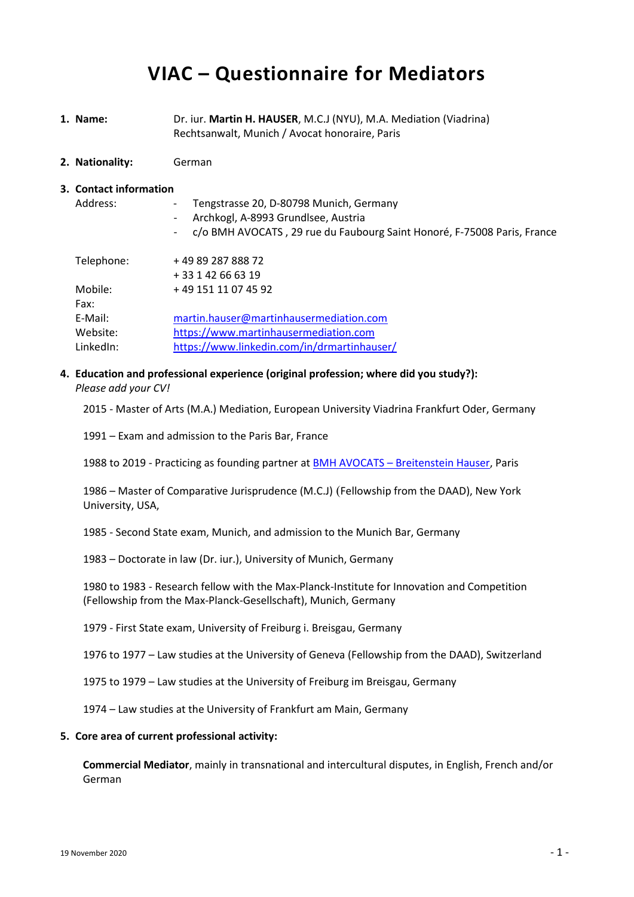# VIAC – Questionnaire for Mediators

**1. Name:** Dr. iur. **Martin H. HAUSER**, M.C.J (NYU), M.A. Mediation (Viadrina)
Rechtsanwalt, Munich / Avocat honoraire, Paris

**2. Nationality:** German

**3. Contact information**

Address:

- Tengstrasse 20, D-80798 Munich, Germany
- Archkogl, A-8993 Grundlsee, Austria
- c/o BMH AVOCATS , 29 rue du Faubourg Saint Honoré, F-75008 Paris, France

Telephone: + 49 89 287 888 72
+ 33 1 42 66 63 19
Mobile: + 49 151 11 07 45 92
Fax:
E-Mail: martin.hauser@martinhausermediation.com
Website: https://www.martinhausermediation.com
LinkedIn: https://www.linkedin.com/in/drmartinhauser/

**4. Education and professional experience (original profession; where did you study?):**
*Please add your CV!*

2015 - Master of Arts (M.A.) Mediation, European University Viadrina Frankfurt Oder, Germany

1991 – Exam and admission to the Paris Bar, France

1988 to 2019 - Practicing as founding partner at BMH AVOCATS – Breitenstein Hauser, Paris

1986 – Master of Comparative Jurisprudence (M.C.J) (Fellowship from the DAAD), New York University, USA,

1985 - Second State exam, Munich, and admission to the Munich Bar, Germany

1983 – Doctorate in law (Dr. iur.), University of Munich, Germany

1980 to 1983 - Research fellow with the Max-Planck-Institute for Innovation and Competition (Fellowship from the Max-Planck-Gesellschaft), Munich, Germany

1979 - First State exam, University of Freiburg i. Breisgau, Germany

1976 to 1977 – Law studies at the University of Geneva (Fellowship from the DAAD), Switzerland

1975 to 1979 – Law studies at the University of Freiburg im Breisgau, Germany

1974 – Law studies at the University of Frankfurt am Main, Germany

**5. Core area of current professional activity:**

**Commercial Mediator**, mainly in transnational and intercultural disputes, in English, French and/or German

19 November 2020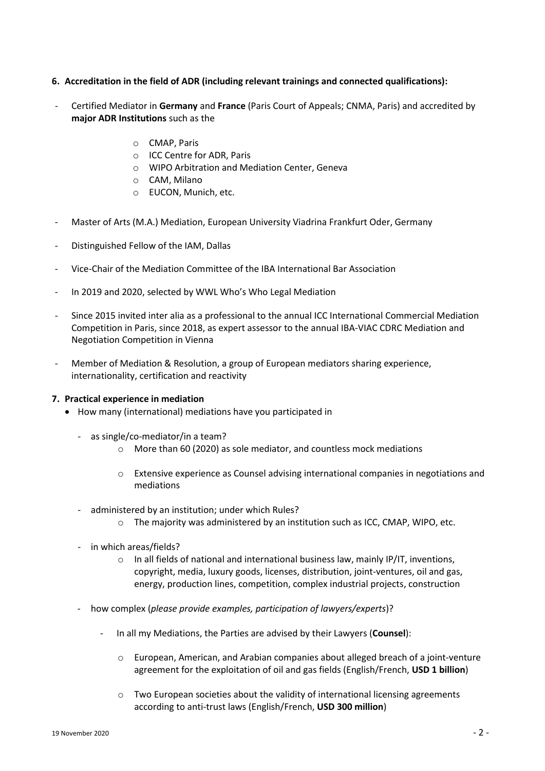**6. Accreditation in the field of ADR (including relevant trainings and connected qualifications):**

- Certified Mediator in **Germany** and **France** (Paris Court of Appeals; CNMA, Paris) and accredited by **major ADR Institutions** such as the
    - CMAP, Paris
    - ICC Centre for ADR, Paris
    - WIPO Arbitration and Mediation Center, Geneva
    - CAM, Milano
    - EUCON, Munich, etc.
- Master of Arts (M.A.) Mediation, European University Viadrina Frankfurt Oder, Germany
- Distinguished Fellow of the IAM, Dallas
- Vice-Chair of the Mediation Committee of the IBA International Bar Association
- In 2019 and 2020, selected by WWL Who's Who Legal Mediation
- Since 2015 invited inter alia as a professional to the annual ICC International Commercial Mediation Competition in Paris, since 2018, as expert assessor to the annual IBA-VIAC CDRC Mediation and Negotiation Competition in Vienna
- Member of Mediation & Resolution, a group of European mediators sharing experience, internationality, certification and reactivity

**7. Practical experience in mediation**

- How many (international) mediations have you participated in
    - as single/co-mediator/in a team?
        - More than 60 (2020) as sole mediator, and countless mock mediations
        - Extensive experience as Counsel advising international companies in negotiations and mediations
    - administered by an institution; under which Rules?
        - The majority was administered by an institution such as ICC, CMAP, WIPO, etc.
    - in which areas/fields?
        - In all fields of national and international business law, mainly IP/IT, inventions, copyright, media, luxury goods, licenses, distribution, joint-ventures, oil and gas, energy, production lines, competition, complex industrial projects, construction
    - how complex (*please provide examples, participation of lawyers/experts*)?
        - In all my Mediations, the Parties are advised by their Lawyers (**Counsel**):
            - European, American, and Arabian companies about alleged breach of a joint-venture agreement for the exploitation of oil and gas fields (English/French, **USD 1 billion**)
            - Two European societies about the validity of international licensing agreements according to anti-trust laws (English/French, **USD 300 million**)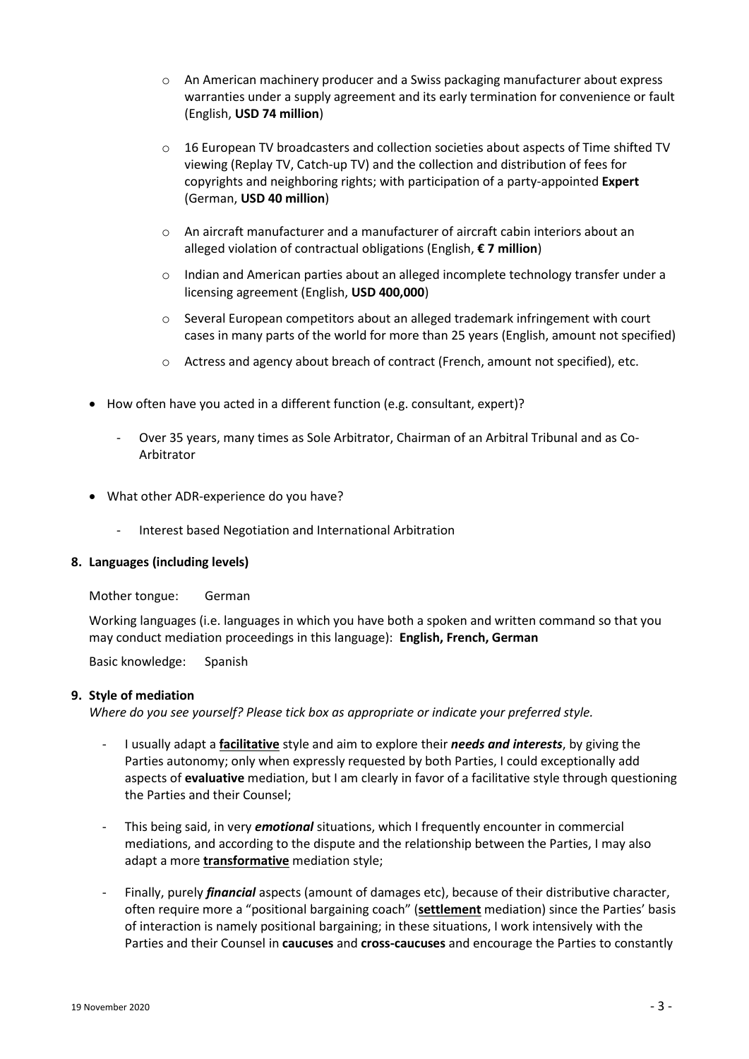- An American machinery producer and a Swiss packaging manufacturer about express warranties under a supply agreement and its early termination for convenience or fault (English, **USD 74 million**)
- 16 European TV broadcasters and collection societies about aspects of Time shifted TV viewing (Replay TV, Catch-up TV) and the collection and distribution of fees for copyrights and neighboring rights; with participation of a party-appointed **Expert** (German, **USD 40 million**)
- An aircraft manufacturer and a manufacturer of aircraft cabin interiors about an alleged violation of contractual obligations (English, **€ 7 million**)
- Indian and American parties about an alleged incomplete technology transfer under a licensing agreement (English, **USD 400,000**)
- Several European competitors about an alleged trademark infringement with court cases in many parts of the world for more than 25 years (English, amount not specified)
- Actress and agency about breach of contract (French, amount not specified), etc.

- How often have you acted in a different function (e.g. consultant, expert)?
  - Over 35 years, many times as Sole Arbitrator, Chairman of an Arbitral Tribunal and as Co-Arbitrator

- What other ADR-experience do you have?
  - Interest based Negotiation and International Arbitration

**8. Languages (including levels)**

Mother tongue: German

Working languages (i.e. languages in which you have both a spoken and written command so that you may conduct mediation proceedings in this language): **English, French, German**

Basic knowledge: Spanish

**9. Style of mediation**

*Where do you see yourself? Please tick box as appropriate or indicate your preferred style.*

- I usually adapt a **facilitative** style and aim to explore their ***needs and interests***, by giving the Parties autonomy; only when expressly requested by both Parties, I could exceptionally add aspects of **evaluative** mediation, but I am clearly in favor of a facilitative style through questioning the Parties and their Counsel;
- This being said, in very ***emotional*** situations, which I frequently encounter in commercial mediations, and according to the dispute and the relationship between the Parties, I may also adapt a more **transformative** mediation style;
- Finally, purely ***financial*** aspects (amount of damages etc), because of their distributive character, often require more a "positional bargaining coach" (**settlement** mediation) since the Parties' basis of interaction is namely positional bargaining; in these situations, I work intensively with the Parties and their Counsel in **caucuses** and **cross-caucuses** and encourage the Parties to constantly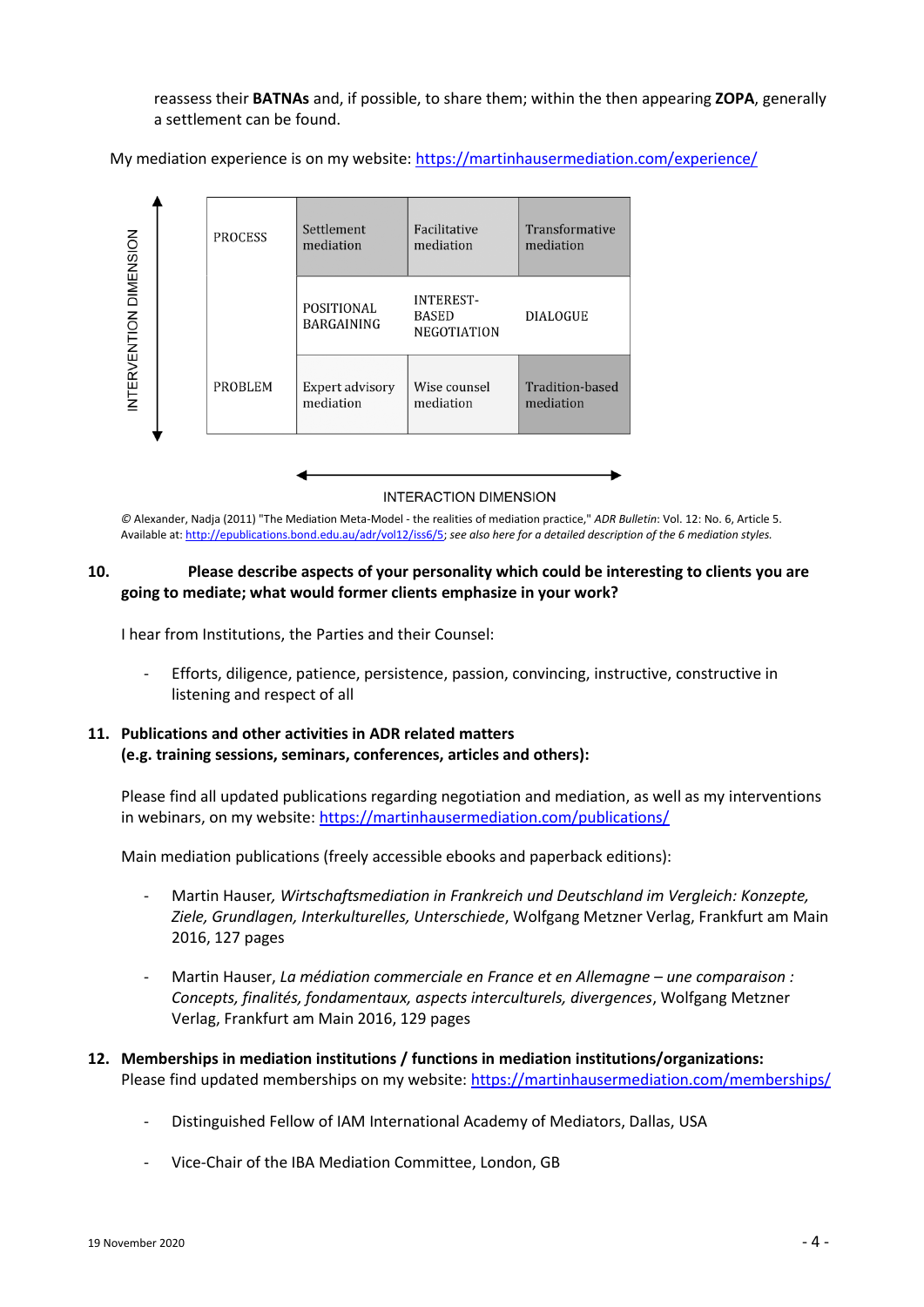reassess their **BATNAs** and, if possible, to share them; within the then appearing **ZOPA**, generally a settlement can be found.

My mediation experience is on my website: https://martinhausermediation.com/experience/

| INTERVENTION DIMENSION | | | |
|---|---|---|---|
| PROCESS | Settlement mediation | Facilitative mediation | Transformative mediation |
| | POSITIONAL BARGAINING | INTEREST-BASED NEGOTIATION | DIALOGUE |
| PROBLEM | Expert advisory mediation | Wise counsel mediation | Tradition-based mediation |

INTERACTION DIMENSION

© Alexander, Nadja (2011) "The Mediation Meta-Model - the realities of mediation practice," *ADR Bulletin*: Vol. 12: No. 6, Article 5. Available at: http://epublications.bond.edu.au/adr/vol12/iss6/5; *see also here for a detailed description of the 6 mediation styles.*

**10. Please describe aspects of your personality which could be interesting to clients you are going to mediate; what would former clients emphasize in your work?**

I hear from Institutions, the Parties and their Counsel:

- Efforts, diligence, patience, persistence, passion, convincing, instructive, constructive in listening and respect of all

**11. Publications and other activities in ADR related matters (e.g. training sessions, seminars, conferences, articles and others):**

Please find all updated publications regarding negotiation and mediation, as well as my interventions in webinars, on my website: https://martinhausermediation.com/publications/

Main mediation publications (freely accessible ebooks and paperback editions):

- Martin Hauser*, Wirtschaftsmediation in Frankreich und Deutschland im Vergleich: Konzepte, Ziele, Grundlagen, Interkulturelles, Unterschiede*, Wolfgang Metzner Verlag, Frankfurt am Main 2016, 127 pages

- Martin Hauser, *La médiation commerciale en France et en Allemagne – une comparaison : Concepts, finalités, fondamentaux, aspects interculturels, divergences*, Wolfgang Metzner Verlag, Frankfurt am Main 2016, 129 pages

**12. Memberships in mediation institutions / functions in mediation institutions/organizations:**
Please find updated memberships on my website: https://martinhausermediation.com/memberships/

- Distinguished Fellow of IAM International Academy of Mediators, Dallas, USA

- Vice-Chair of the IBA Mediation Committee, London, GB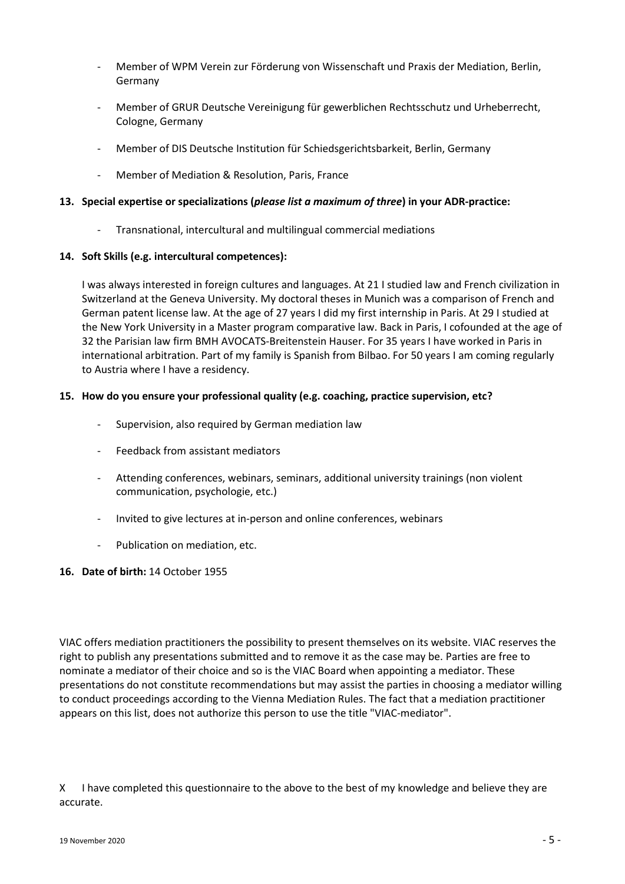- Member of WPM Verein zur Förderung von Wissenschaft und Praxis der Mediation, Berlin, Germany
- Member of GRUR Deutsche Vereinigung für gewerblichen Rechtsschutz und Urheberrecht, Cologne, Germany
- Member of DIS Deutsche Institution für Schiedsgerichtsbarkeit, Berlin, Germany
- Member of Mediation & Resolution, Paris, France

**13. Special expertise or specializations (*please list a maximum of three*) in your ADR-practice:**

- Transnational, intercultural and multilingual commercial mediations

**14. Soft Skills (e.g. intercultural competences):**

I was always interested in foreign cultures and languages. At 21 I studied law and French civilization in Switzerland at the Geneva University. My doctoral theses in Munich was a comparison of French and German patent license law. At the age of 27 years I did my first internship in Paris. At 29 I studied at the New York University in a Master program comparative law. Back in Paris, I cofounded at the age of 32 the Parisian law firm BMH AVOCATS-Breitenstein Hauser. For 35 years I have worked in Paris in international arbitration. Part of my family is Spanish from Bilbao. For 50 years I am coming regularly to Austria where I have a residency.

**15. How do you ensure your professional quality (e.g. coaching, practice supervision, etc?**

- Supervision, also required by German mediation law
- Feedback from assistant mediators
- Attending conferences, webinars, seminars, additional university trainings (non violent communication, psychologie, etc.)
- Invited to give lectures at in-person and online conferences, webinars
- Publication on mediation, etc.

**16. Date of birth:** 14 October 1955

VIAC offers mediation practitioners the possibility to present themselves on its website. VIAC reserves the right to publish any presentations submitted and to remove it as the case may be. Parties are free to nominate a mediator of their choice and so is the VIAC Board when appointing a mediator. These presentations do not constitute recommendations but may assist the parties in choosing a mediator willing to conduct proceedings according to the Vienna Mediation Rules. The fact that a mediation practitioner appears on this list, does not authorize this person to use the title "VIAC-mediator".

X I have completed this questionnaire to the above to the best of my knowledge and believe they are accurate.

19 November 2020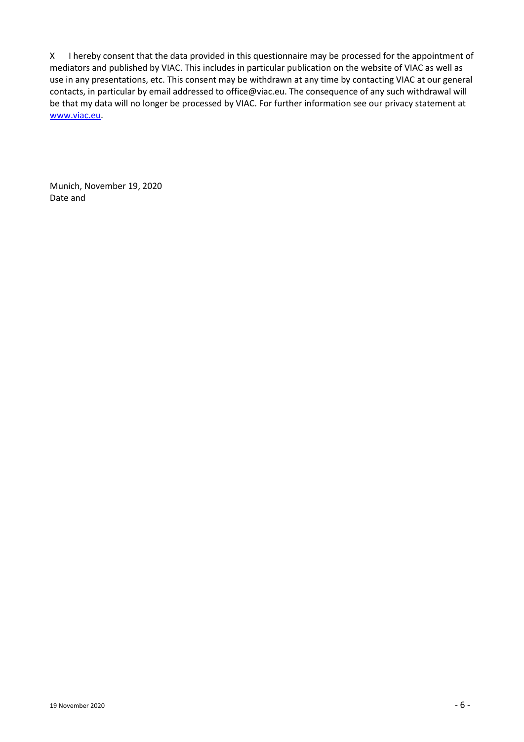X I hereby consent that the data provided in this questionnaire may be processed for the appointment of mediators and published by VIAC. This includes in particular publication on the website of VIAC as well as use in any presentations, etc. This consent may be withdrawn at any time by contacting VIAC at our general contacts, in particular by email addressed to office@viac.eu. The consequence of any such withdrawal will be that my data will no longer be processed by VIAC. For further information see our privacy statement at www.viac.eu.

Munich, November 19, 2020
Date and